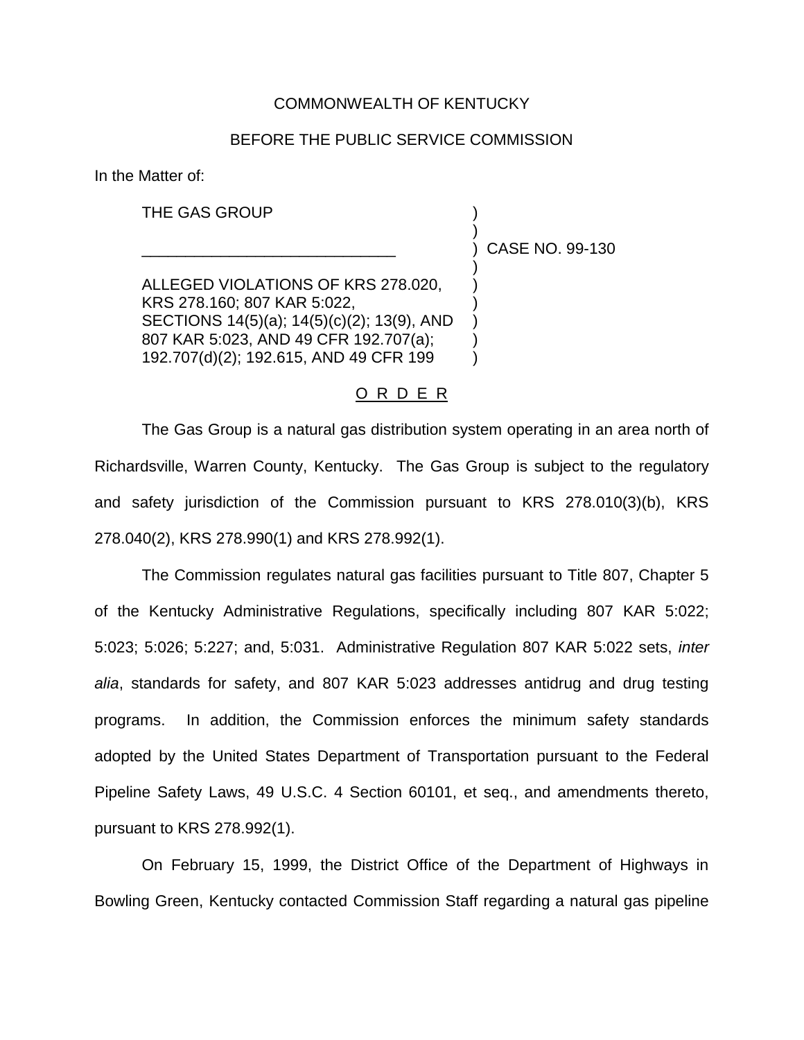COMMONWEALTH OF KENTUCKY

BEFORE THE PUBLIC SERVICE COMMISSION

In the Matter of:

| | | |
|---|---|---|
| THE GAS GROUP | ) | |
| | ) | |
| _____________________________ | ) | CASE NO. 99-130 |
| | ) | |
| ALLEGED VIOLATIONS OF KRS 278.020, KRS 278.160; 807 KAR 5:022, SECTIONS 14(5)(a); 14(5)(c)(2); 13(9), AND 807 KAR 5:023, AND 49 CFR 192.707(a); 192.707(d)(2); 192.615, AND 49 CFR 199 | ) | |

<u>O R D E R</u>

The Gas Group is a natural gas distribution system operating in an area north of Richardsville, Warren County, Kentucky. The Gas Group is subject to the regulatory and safety jurisdiction of the Commission pursuant to KRS 278.010(3)(b), KRS 278.040(2), KRS 278.990(1) and KRS 278.992(1).

The Commission regulates natural gas facilities pursuant to Title 807, Chapter 5 of the Kentucky Administrative Regulations, specifically including 807 KAR 5:022; 5:023; 5:026; 5:227; and, 5:031. Administrative Regulation 807 KAR 5:022 sets, *inter alia*, standards for safety, and 807 KAR 5:023 addresses antidrug and drug testing programs. In addition, the Commission enforces the minimum safety standards adopted by the United States Department of Transportation pursuant to the Federal Pipeline Safety Laws, 49 U.S.C. 4 Section 60101, et seq., and amendments thereto, pursuant to KRS 278.992(1).

On February 15, 1999, the District Office of the Department of Highways in Bowling Green, Kentucky contacted Commission Staff regarding a natural gas pipeline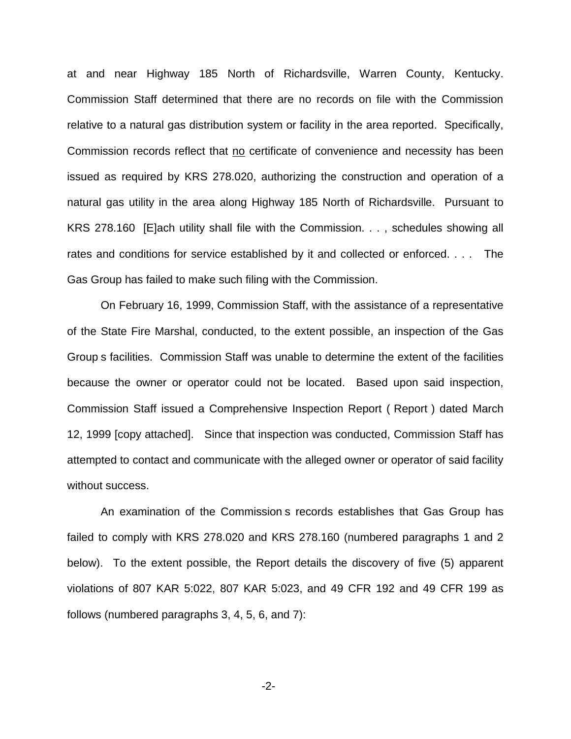at and near Highway 185 North of Richardsville, Warren County, Kentucky. Commission Staff determined that there are no records on file with the Commission relative to a natural gas distribution system or facility in the area reported. Specifically, Commission records reflect that no certificate of convenience and necessity has been issued as required by KRS 278.020, authorizing the construction and operation of a natural gas utility in the area along Highway 185 North of Richardsville. Pursuant to KRS 278.160 [E]ach utility shall file with the Commission. . . , schedules showing all rates and conditions for service established by it and collected or enforced. . . . The Gas Group has failed to make such filing with the Commission.

On February 16, 1999, Commission Staff, with the assistance of a representative of the State Fire Marshal, conducted, to the extent possible, an inspection of the Gas Group s facilities. Commission Staff was unable to determine the extent of the facilities because the owner or operator could not be located. Based upon said inspection, Commission Staff issued a Comprehensive Inspection Report ( Report ) dated March 12, 1999 [copy attached]. Since that inspection was conducted, Commission Staff has attempted to contact and communicate with the alleged owner or operator of said facility without success.

An examination of the Commission s records establishes that Gas Group has failed to comply with KRS 278.020 and KRS 278.160 (numbered paragraphs 1 and 2 below). To the extent possible, the Report details the discovery of five (5) apparent violations of 807 KAR 5:022, 807 KAR 5:023, and 49 CFR 192 and 49 CFR 199 as follows (numbered paragraphs 3, 4, 5, 6, and 7):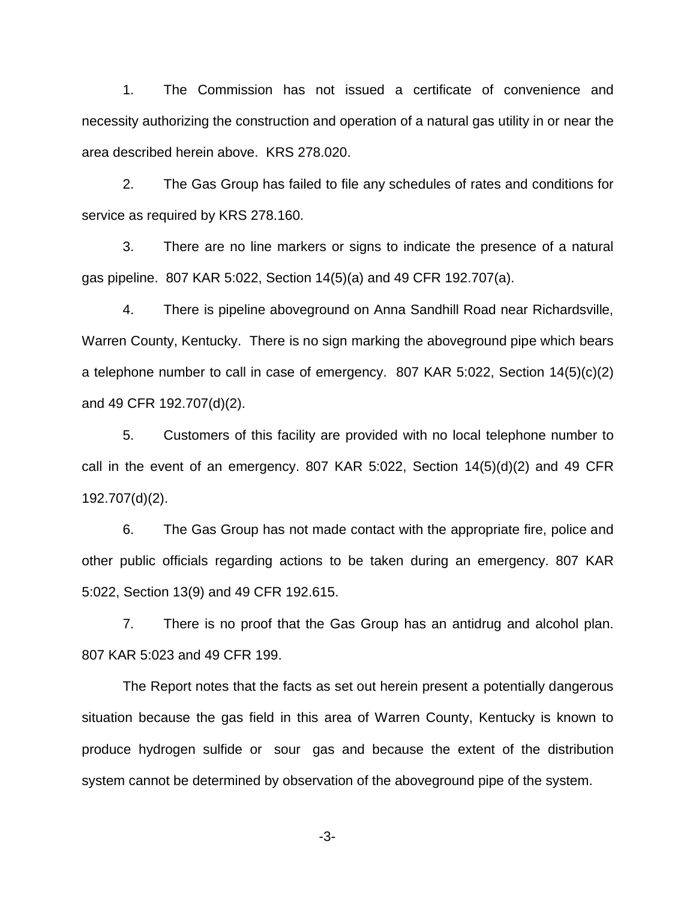1. The Commission has not issued a certificate of convenience and necessity authorizing the construction and operation of a natural gas utility in or near the area described herein above. KRS 278.020.

2. The Gas Group has failed to file any schedules of rates and conditions for service as required by KRS 278.160.

3. There are no line markers or signs to indicate the presence of a natural gas pipeline. 807 KAR 5:022, Section 14(5)(a) and 49 CFR 192.707(a).

4. There is pipeline aboveground on Anna Sandhill Road near Richardsville, Warren County, Kentucky. There is no sign marking the aboveground pipe which bears a telephone number to call in case of emergency. 807 KAR 5:022, Section 14(5)(c)(2) and 49 CFR 192.707(d)(2).

5. Customers of this facility are provided with no local telephone number to call in the event of an emergency. 807 KAR 5:022, Section 14(5)(d)(2) and 49 CFR 192.707(d)(2).

6. The Gas Group has not made contact with the appropriate fire, police and other public officials regarding actions to be taken during an emergency. 807 KAR 5:022, Section 13(9) and 49 CFR 192.615.

7. There is no proof that the Gas Group has an antidrug and alcohol plan. 807 KAR 5:023 and 49 CFR 199.

The Report notes that the facts as set out herein present a potentially dangerous situation because the gas field in this area of Warren County, Kentucky is known to produce hydrogen sulfide or sour gas and because the extent of the distribution system cannot be determined by observation of the aboveground pipe of the system.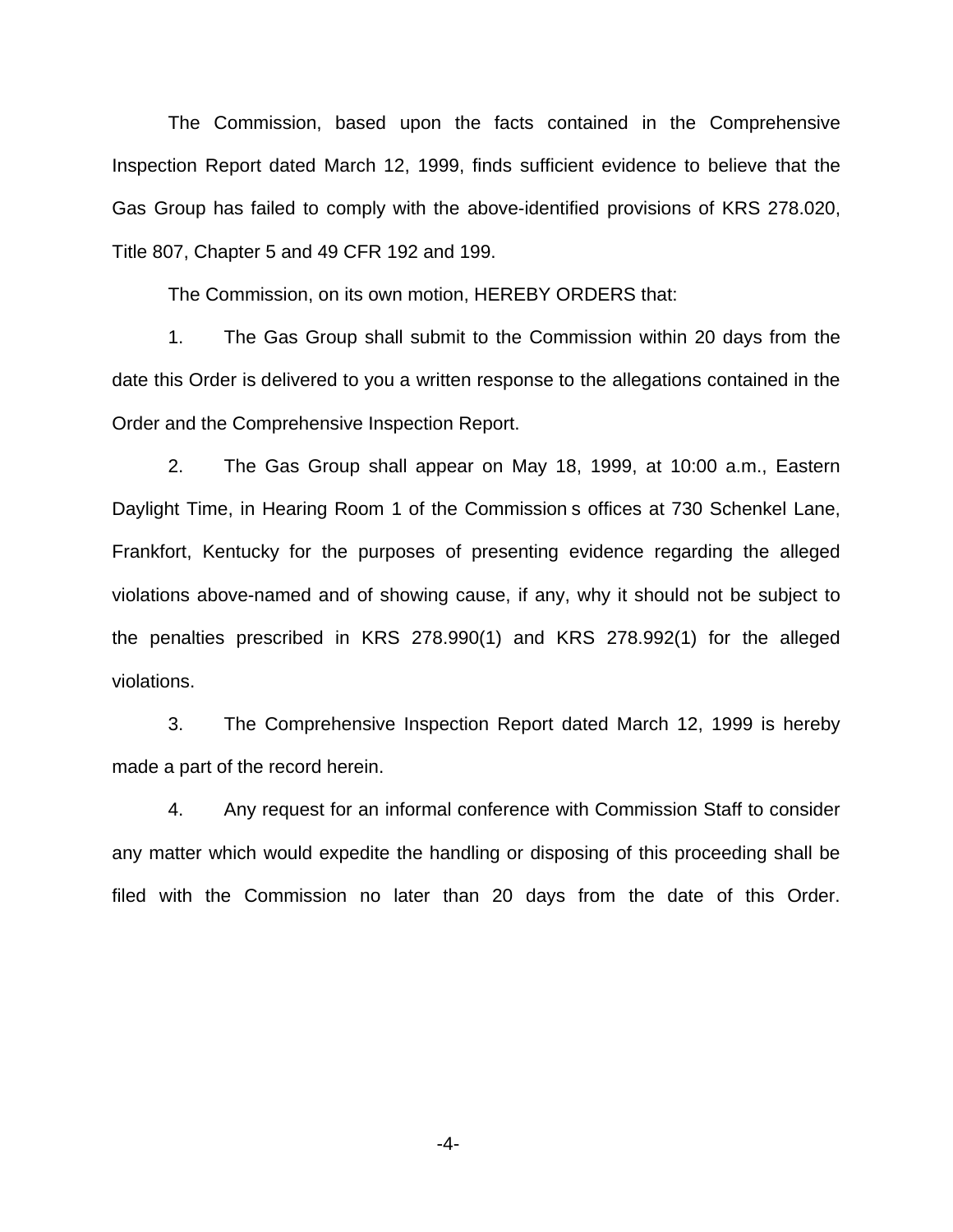The Commission, based upon the facts contained in the Comprehensive Inspection Report dated March 12, 1999, finds sufficient evidence to believe that the Gas Group has failed to comply with the above-identified provisions of KRS 278.020, Title 807, Chapter 5 and 49 CFR 192 and 199.

The Commission, on its own motion, HEREBY ORDERS that:

1. The Gas Group shall submit to the Commission within 20 days from the date this Order is delivered to you a written response to the allegations contained in the Order and the Comprehensive Inspection Report.

2. The Gas Group shall appear on May 18, 1999, at 10:00 a.m., Eastern Daylight Time, in Hearing Room 1 of the Commission s offices at 730 Schenkel Lane, Frankfort, Kentucky for the purposes of presenting evidence regarding the alleged violations above-named and of showing cause, if any, why it should not be subject to the penalties prescribed in KRS 278.990(1) and KRS 278.992(1) for the alleged violations.

3. The Comprehensive Inspection Report dated March 12, 1999 is hereby made a part of the record herein.

4. Any request for an informal conference with Commission Staff to consider any matter which would expedite the handling or disposing of this proceeding shall be filed with the Commission no later than 20 days from the date of this Order.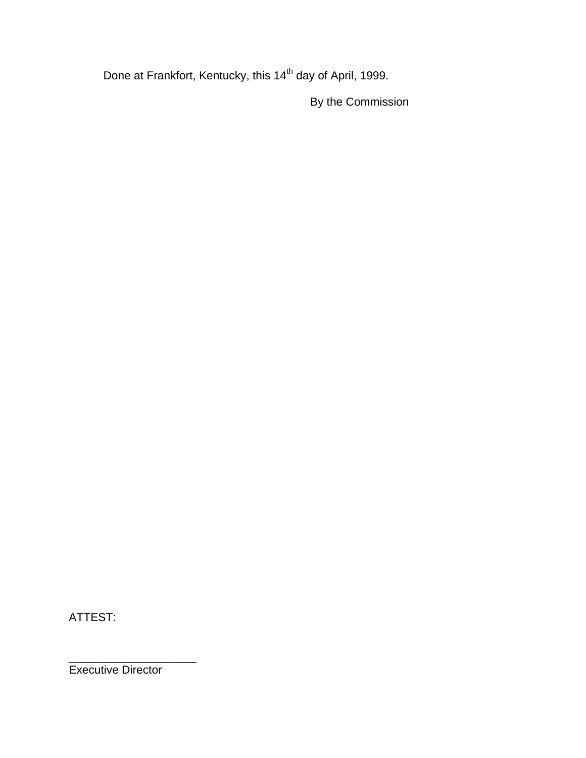Done at Frankfort, Kentucky, this 14th day of April, 1999.

By the Commission

ATTEST:

____________________

Executive Director